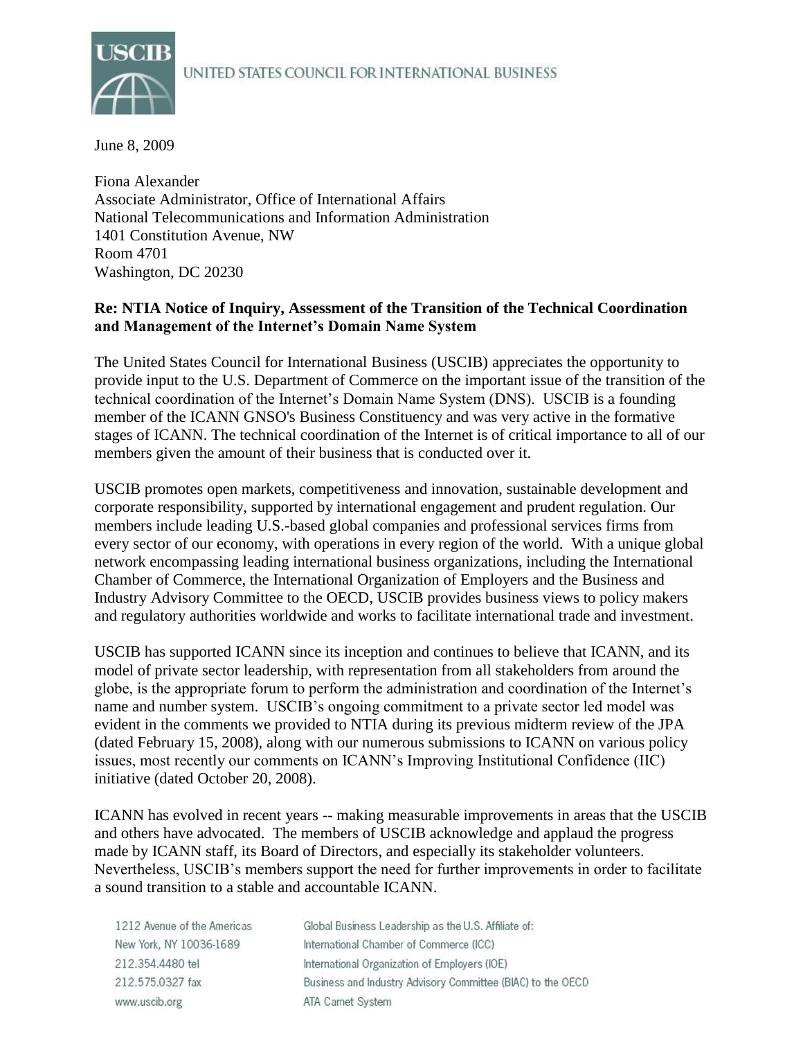UNITED STATES COUNCIL FOR INTERNATIONAL BUSINESS

June 8, 2009

Fiona Alexander
Associate Administrator, Office of International Affairs
National Telecommunications and Information Administration
1401 Constitution Avenue, NW
Room 4701
Washington, DC 20230

**Re: NTIA Notice of Inquiry, Assessment of the Transition of the Technical Coordination and Management of the Internet's Domain Name System**

The United States Council for International Business (USCIB) appreciates the opportunity to provide input to the U.S. Department of Commerce on the important issue of the transition of the technical coordination of the Internet's Domain Name System (DNS). USCIB is a founding member of the ICANN GNSO's Business Constituency and was very active in the formative stages of ICANN. The technical coordination of the Internet is of critical importance to all of our members given the amount of their business that is conducted over it.

USCIB promotes open markets, competitiveness and innovation, sustainable development and corporate responsibility, supported by international engagement and prudent regulation. Our members include leading U.S.-based global companies and professional services firms from every sector of our economy, with operations in every region of the world. With a unique global network encompassing leading international business organizations, including the International Chamber of Commerce, the International Organization of Employers and the Business and Industry Advisory Committee to the OECD, USCIB provides business views to policy makers and regulatory authorities worldwide and works to facilitate international trade and investment.

USCIB has supported ICANN since its inception and continues to believe that ICANN, and its model of private sector leadership, with representation from all stakeholders from around the globe, is the appropriate forum to perform the administration and coordination of the Internet's name and number system. USCIB's ongoing commitment to a private sector led model was evident in the comments we provided to NTIA during its previous midterm review of the JPA (dated February 15, 2008), along with our numerous submissions to ICANN on various policy issues, most recently our comments on ICANN's Improving Institutional Confidence (IIC) initiative (dated October 20, 2008).

ICANN has evolved in recent years -- making measurable improvements in areas that the USCIB and others have advocated. The members of USCIB acknowledge and applaud the progress made by ICANN staff, its Board of Directors, and especially its stakeholder volunteers. Nevertheless, USCIB's members support the need for further improvements in order to facilitate a sound transition to a stable and accountable ICANN.

1212 Avenue of the Americas
New York, NY 10036-1689
212.354.4480 tel
212.575.0327 fax
www.uscib.org

Global Business Leadership as the U.S. Affiliate of:
International Chamber of Commerce (ICC)
International Organization of Employers (IOE)
Business and Industry Advisory Committee (BIAC) to the OECD
ATA Carnet System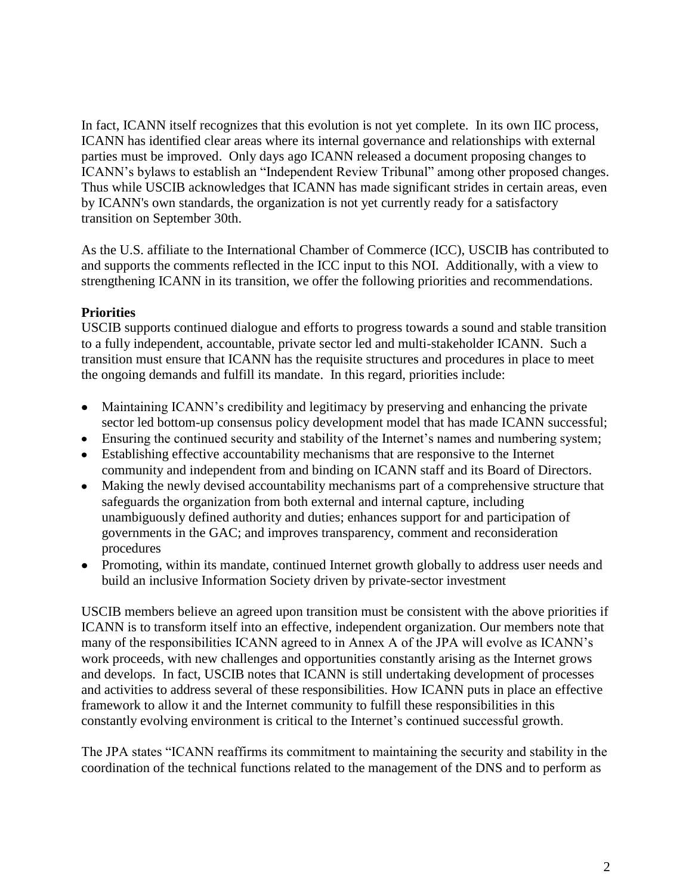In fact, ICANN itself recognizes that this evolution is not yet complete. In its own IIC process, ICANN has identified clear areas where its internal governance and relationships with external parties must be improved. Only days ago ICANN released a document proposing changes to ICANN's bylaws to establish an "Independent Review Tribunal" among other proposed changes. Thus while USCIB acknowledges that ICANN has made significant strides in certain areas, even by ICANN's own standards, the organization is not yet currently ready for a satisfactory transition on September 30th.

As the U.S. affiliate to the International Chamber of Commerce (ICC), USCIB has contributed to and supports the comments reflected in the ICC input to this NOI. Additionally, with a view to strengthening ICANN in its transition, we offer the following priorities and recommendations.

**Priorities**

USCIB supports continued dialogue and efforts to progress towards a sound and stable transition to a fully independent, accountable, private sector led and multi-stakeholder ICANN. Such a transition must ensure that ICANN has the requisite structures and procedures in place to meet the ongoing demands and fulfill its mandate. In this regard, priorities include:

- Maintaining ICANN's credibility and legitimacy by preserving and enhancing the private sector led bottom-up consensus policy development model that has made ICANN successful;
- Ensuring the continued security and stability of the Internet's names and numbering system;
- Establishing effective accountability mechanisms that are responsive to the Internet community and independent from and binding on ICANN staff and its Board of Directors.
- Making the newly devised accountability mechanisms part of a comprehensive structure that safeguards the organization from both external and internal capture, including unambiguously defined authority and duties; enhances support for and participation of governments in the GAC; and improves transparency, comment and reconsideration procedures
- Promoting, within its mandate, continued Internet growth globally to address user needs and build an inclusive Information Society driven by private-sector investment

USCIB members believe an agreed upon transition must be consistent with the above priorities if ICANN is to transform itself into an effective, independent organization. Our members note that many of the responsibilities ICANN agreed to in Annex A of the JPA will evolve as ICANN's work proceeds, with new challenges and opportunities constantly arising as the Internet grows and develops. In fact, USCIB notes that ICANN is still undertaking development of processes and activities to address several of these responsibilities. How ICANN puts in place an effective framework to allow it and the Internet community to fulfill these responsibilities in this constantly evolving environment is critical to the Internet's continued successful growth.

The JPA states "ICANN reaffirms its commitment to maintaining the security and stability in the coordination of the technical functions related to the management of the DNS and to perform as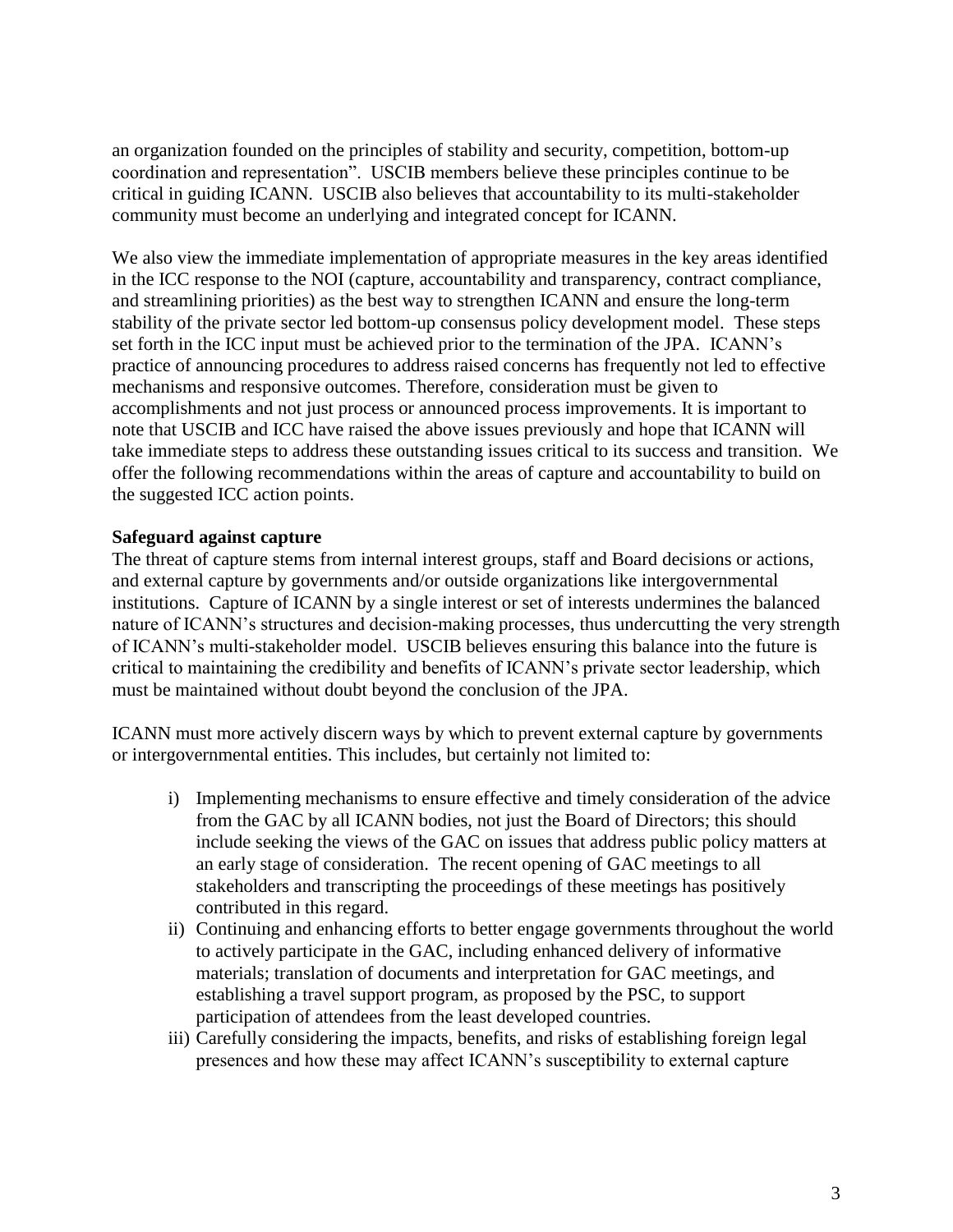an organization founded on the principles of stability and security, competition, bottom-up coordination and representation". USCIB members believe these principles continue to be critical in guiding ICANN. USCIB also believes that accountability to its multi-stakeholder community must become an underlying and integrated concept for ICANN.

We also view the immediate implementation of appropriate measures in the key areas identified in the ICC response to the NOI (capture, accountability and transparency, contract compliance, and streamlining priorities) as the best way to strengthen ICANN and ensure the long-term stability of the private sector led bottom-up consensus policy development model. These steps set forth in the ICC input must be achieved prior to the termination of the JPA. ICANN's practice of announcing procedures to address raised concerns has frequently not led to effective mechanisms and responsive outcomes. Therefore, consideration must be given to accomplishments and not just process or announced process improvements. It is important to note that USCIB and ICC have raised the above issues previously and hope that ICANN will take immediate steps to address these outstanding issues critical to its success and transition. We offer the following recommendations within the areas of capture and accountability to build on the suggested ICC action points.

**Safeguard against capture**

The threat of capture stems from internal interest groups, staff and Board decisions or actions, and external capture by governments and/or outside organizations like intergovernmental institutions. Capture of ICANN by a single interest or set of interests undermines the balanced nature of ICANN's structures and decision-making processes, thus undercutting the very strength of ICANN's multi-stakeholder model. USCIB believes ensuring this balance into the future is critical to maintaining the credibility and benefits of ICANN's private sector leadership, which must be maintained without doubt beyond the conclusion of the JPA.

ICANN must more actively discern ways by which to prevent external capture by governments or intergovernmental entities. This includes, but certainly not limited to:

i) Implementing mechanisms to ensure effective and timely consideration of the advice from the GAC by all ICANN bodies, not just the Board of Directors; this should include seeking the views of the GAC on issues that address public policy matters at an early stage of consideration. The recent opening of GAC meetings to all stakeholders and transcripting the proceedings of these meetings has positively contributed in this regard.

ii) Continuing and enhancing efforts to better engage governments throughout the world to actively participate in the GAC, including enhanced delivery of informative materials; translation of documents and interpretation for GAC meetings, and establishing a travel support program, as proposed by the PSC, to support participation of attendees from the least developed countries.

iii) Carefully considering the impacts, benefits, and risks of establishing foreign legal presences and how these may affect ICANN's susceptibility to external capture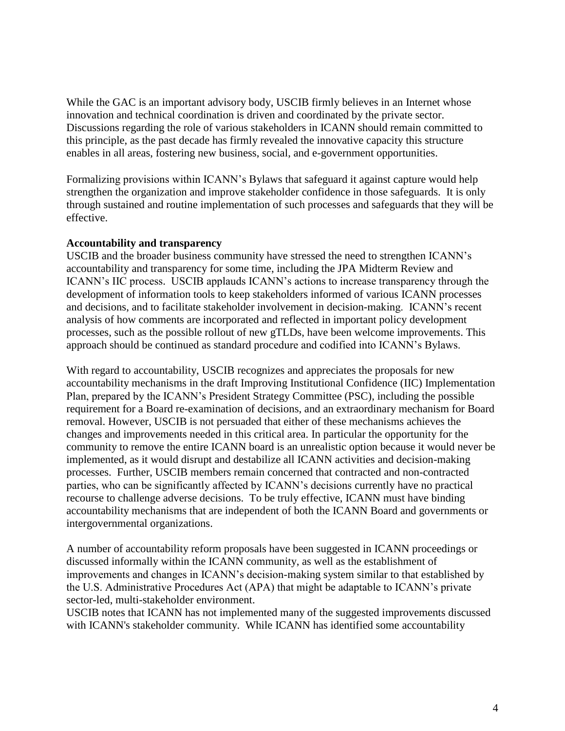While the GAC is an important advisory body, USCIB firmly believes in an Internet whose innovation and technical coordination is driven and coordinated by the private sector. Discussions regarding the role of various stakeholders in ICANN should remain committed to this principle, as the past decade has firmly revealed the innovative capacity this structure enables in all areas, fostering new business, social, and e-government opportunities.

Formalizing provisions within ICANN's Bylaws that safeguard it against capture would help strengthen the organization and improve stakeholder confidence in those safeguards. It is only through sustained and routine implementation of such processes and safeguards that they will be effective.

**Accountability and transparency**

USCIB and the broader business community have stressed the need to strengthen ICANN's accountability and transparency for some time, including the JPA Midterm Review and ICANN's IIC process. USCIB applauds ICANN's actions to increase transparency through the development of information tools to keep stakeholders informed of various ICANN processes and decisions, and to facilitate stakeholder involvement in decision-making. ICANN's recent analysis of how comments are incorporated and reflected in important policy development processes, such as the possible rollout of new gTLDs, have been welcome improvements. This approach should be continued as standard procedure and codified into ICANN's Bylaws.

With regard to accountability, USCIB recognizes and appreciates the proposals for new accountability mechanisms in the draft Improving Institutional Confidence (IIC) Implementation Plan, prepared by the ICANN's President Strategy Committee (PSC), including the possible requirement for a Board re-examination of decisions, and an extraordinary mechanism for Board removal. However, USCIB is not persuaded that either of these mechanisms achieves the changes and improvements needed in this critical area. In particular the opportunity for the community to remove the entire ICANN board is an unrealistic option because it would never be implemented, as it would disrupt and destabilize all ICANN activities and decision-making processes. Further, USCIB members remain concerned that contracted and non-contracted parties, who can be significantly affected by ICANN's decisions currently have no practical recourse to challenge adverse decisions. To be truly effective, ICANN must have binding accountability mechanisms that are independent of both the ICANN Board and governments or intergovernmental organizations.

A number of accountability reform proposals have been suggested in ICANN proceedings or discussed informally within the ICANN community, as well as the establishment of improvements and changes in ICANN's decision-making system similar to that established by the U.S. Administrative Procedures Act (APA) that might be adaptable to ICANN's private sector-led, multi-stakeholder environment.

USCIB notes that ICANN has not implemented many of the suggested improvements discussed with ICANN's stakeholder community. While ICANN has identified some accountability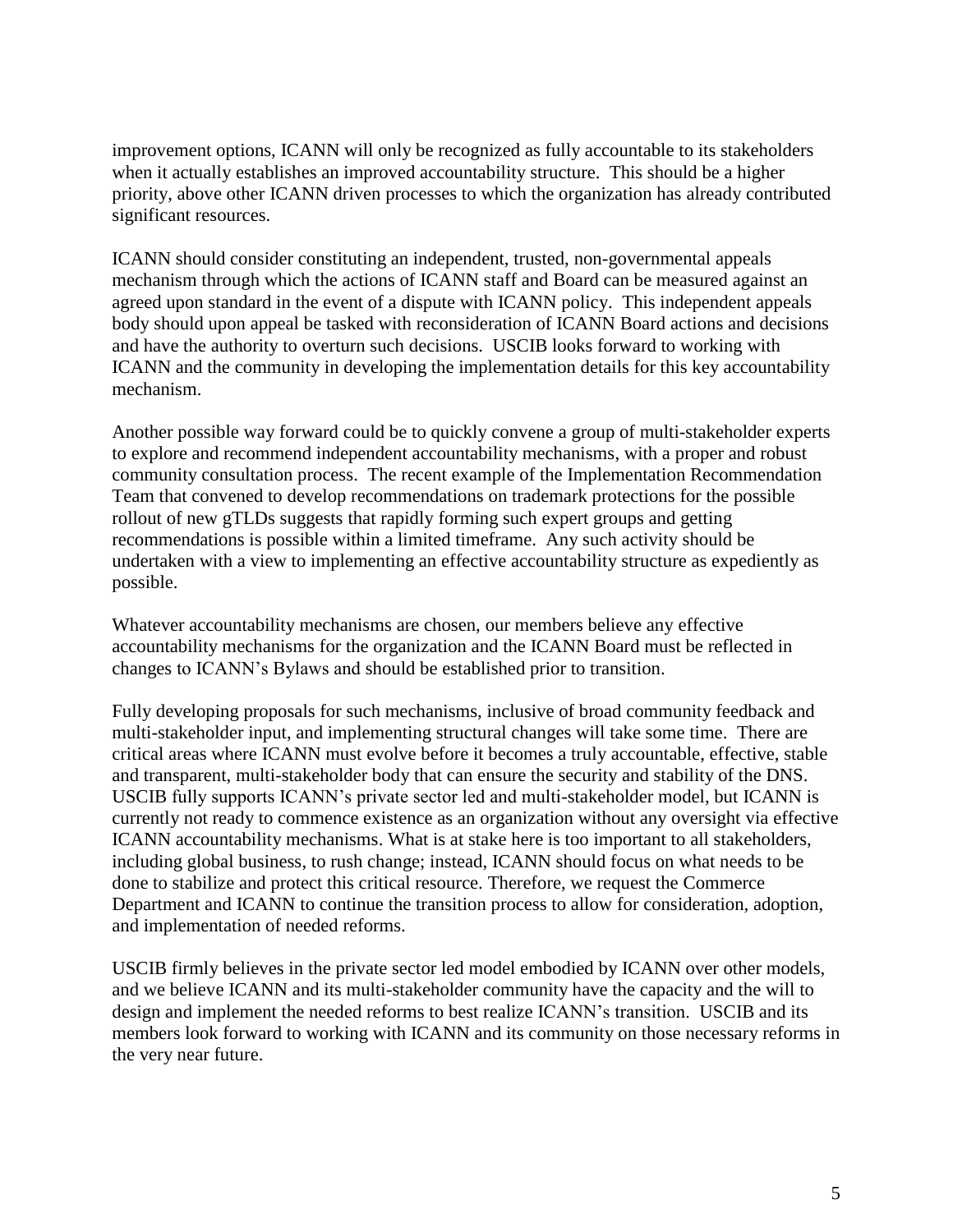improvement options, ICANN will only be recognized as fully accountable to its stakeholders when it actually establishes an improved accountability structure. This should be a higher priority, above other ICANN driven processes to which the organization has already contributed significant resources.

ICANN should consider constituting an independent, trusted, non-governmental appeals mechanism through which the actions of ICANN staff and Board can be measured against an agreed upon standard in the event of a dispute with ICANN policy. This independent appeals body should upon appeal be tasked with reconsideration of ICANN Board actions and decisions and have the authority to overturn such decisions. USCIB looks forward to working with ICANN and the community in developing the implementation details for this key accountability mechanism.

Another possible way forward could be to quickly convene a group of multi-stakeholder experts to explore and recommend independent accountability mechanisms, with a proper and robust community consultation process. The recent example of the Implementation Recommendation Team that convened to develop recommendations on trademark protections for the possible rollout of new gTLDs suggests that rapidly forming such expert groups and getting recommendations is possible within a limited timeframe. Any such activity should be undertaken with a view to implementing an effective accountability structure as expediently as possible.

Whatever accountability mechanisms are chosen, our members believe any effective accountability mechanisms for the organization and the ICANN Board must be reflected in changes to ICANN's Bylaws and should be established prior to transition.

Fully developing proposals for such mechanisms, inclusive of broad community feedback and multi-stakeholder input, and implementing structural changes will take some time. There are critical areas where ICANN must evolve before it becomes a truly accountable, effective, stable and transparent, multi-stakeholder body that can ensure the security and stability of the DNS. USCIB fully supports ICANN's private sector led and multi-stakeholder model, but ICANN is currently not ready to commence existence as an organization without any oversight via effective ICANN accountability mechanisms. What is at stake here is too important to all stakeholders, including global business, to rush change; instead, ICANN should focus on what needs to be done to stabilize and protect this critical resource. Therefore, we request the Commerce Department and ICANN to continue the transition process to allow for consideration, adoption, and implementation of needed reforms.

USCIB firmly believes in the private sector led model embodied by ICANN over other models, and we believe ICANN and its multi-stakeholder community have the capacity and the will to design and implement the needed reforms to best realize ICANN's transition. USCIB and its members look forward to working with ICANN and its community on those necessary reforms in the very near future.